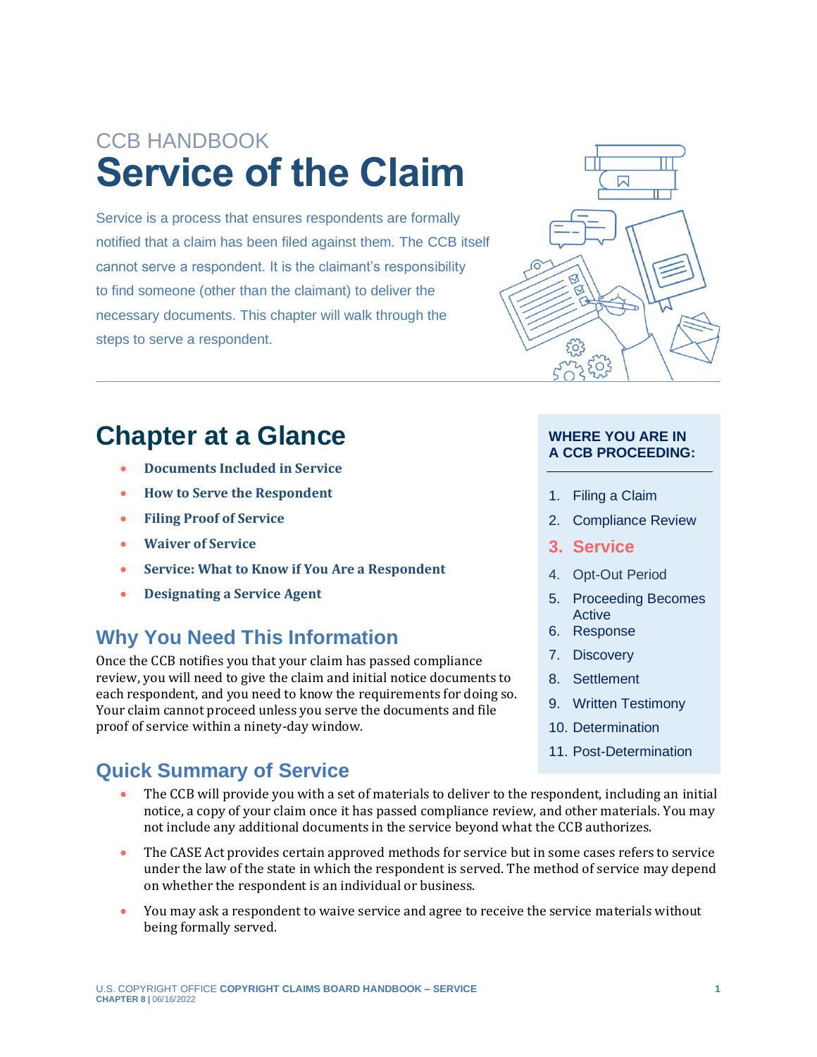CCB HANDBOOK

# Service of the Claim

Service is a process that ensures respondents are formally notified that a claim has been filed against them. The CCB itself cannot serve a respondent. It is the claimant's responsibility to find someone (other than the claimant) to deliver the necessary documents. This chapter will walk through the steps to serve a respondent.

## Chapter at a Glance

- **Documents Included in Service**
- **How to Serve the Respondent**
- **Filing Proof of Service**
- **Waiver of Service**
- **Service: What to Know if You Are a Respondent**
- **Designating a Service Agent**

**WHERE YOU ARE IN A CCB PROCEEDING:**

1. Filing a Claim
2. Compliance Review
3. **Service**
4. Opt-Out Period
5. Proceeding Becomes Active
6. Response
7. Discovery
8. Settlement
9. Written Testimony
10. Determination
11. Post-Determination

## Why You Need This Information

Once the CCB notifies you that your claim has passed compliance review, you will need to give the claim and initial notice documents to each respondent, and you need to know the requirements for doing so. Your claim cannot proceed unless you serve the documents and file proof of service within a ninety-day window.

## Quick Summary of Service

- The CCB will provide you with a set of materials to deliver to the respondent, including an initial notice, a copy of your claim once it has passed compliance review, and other materials. You may not include any additional documents in the service beyond what the CCB authorizes.
- The CASE Act provides certain approved methods for service but in some cases refers to service under the law of the state in which the respondent is served. The method of service may depend on whether the respondent is an individual or business.
- You may ask a respondent to waive service and agree to receive the service materials without being formally served.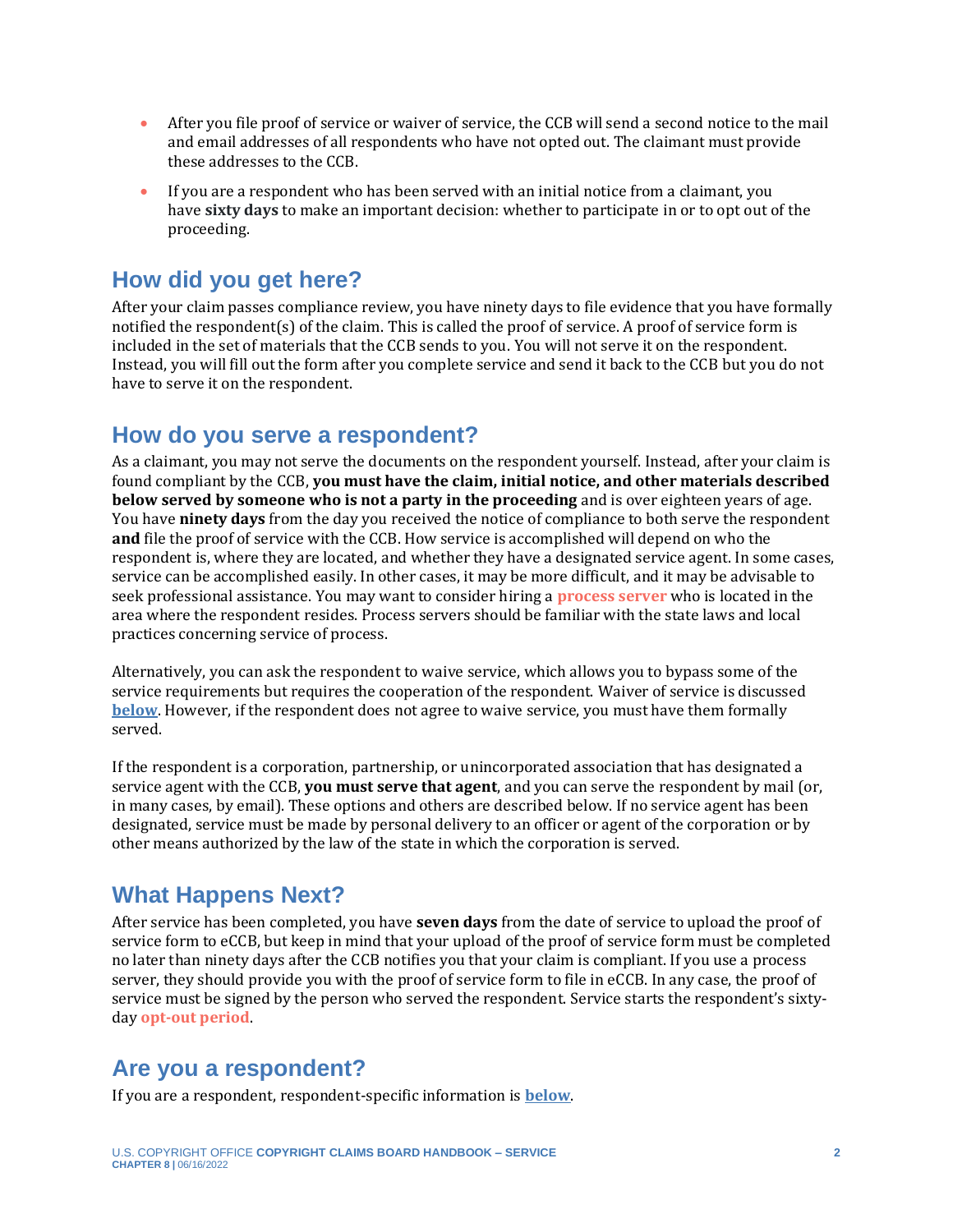- After you file proof of service or waiver of service, the CCB will send a second notice to the mail and email addresses of all respondents who have not opted out. The claimant must provide these addresses to the CCB.
- If you are a respondent who has been served with an initial notice from a claimant, you have **sixty days** to make an important decision: whether to participate in or to opt out of the proceeding.

## How did you get here?

After your claim passes compliance review, you have ninety days to file evidence that you have formally notified the respondent(s) of the claim. This is called the proof of service. A proof of service form is included in the set of materials that the CCB sends to you. You will not serve it on the respondent. Instead, you will fill out the form after you complete service and send it back to the CCB but you do not have to serve it on the respondent.

## How do you serve a respondent?

As a claimant, you may not serve the documents on the respondent yourself. Instead, after your claim is found compliant by the CCB, **you must have the claim, initial notice, and other materials described below served by someone who is not a party in the proceeding** and is over eighteen years of age. You have **ninety days** from the day you received the notice of compliance to both serve the respondent **and** file the proof of service with the CCB. How service is accomplished will depend on who the respondent is, where they are located, and whether they have a designated service agent. In some cases, service can be accomplished easily. In other cases, it may be more difficult, and it may be advisable to seek professional assistance. You may want to consider hiring a **process server** who is located in the area where the respondent resides. Process servers should be familiar with the state laws and local practices concerning service of process.

Alternatively, you can ask the respondent to waive service, which allows you to bypass some of the service requirements but requires the cooperation of the respondent. Waiver of service is discussed **below**. However, if the respondent does not agree to waive service, you must have them formally served.

If the respondent is a corporation, partnership, or unincorporated association that has designated a service agent with the CCB, **you must serve that agent**, and you can serve the respondent by mail (or, in many cases, by email). These options and others are described below. If no service agent has been designated, service must be made by personal delivery to an officer or agent of the corporation or by other means authorized by the law of the state in which the corporation is served.

## What Happens Next?

After service has been completed, you have **seven days** from the date of service to upload the proof of service form to eCCB, but keep in mind that your upload of the proof of service form must be completed no later than ninety days after the CCB notifies you that your claim is compliant. If you use a process server, they should provide you with the proof of service form to file in eCCB. In any case, the proof of service must be signed by the person who served the respondent. Service starts the respondent's sixty-day **opt-out period**.

## Are you a respondent?

If you are a respondent, respondent-specific information is **below**.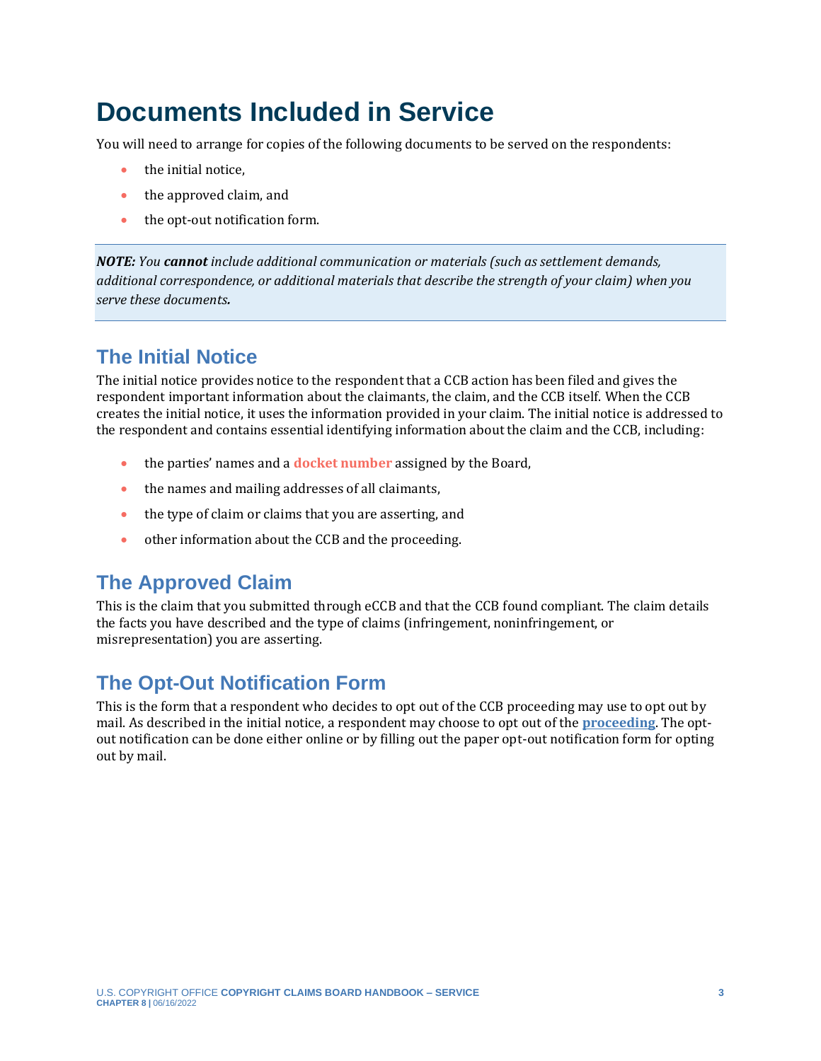# Documents Included in Service

You will need to arrange for copies of the following documents to be served on the respondents:

- the initial notice,
- the approved claim, and
- the opt-out notification form.

> ***NOTE:*** *You* ***cannot*** *include additional communication or materials (such as settlement demands, additional correspondence, or additional materials that describe the strength of your claim) when you serve these documents.*

## The Initial Notice

The initial notice provides notice to the respondent that a CCB action has been filed and gives the respondent important information about the claimants, the claim, and the CCB itself. When the CCB creates the initial notice, it uses the information provided in your claim. The initial notice is addressed to the respondent and contains essential identifying information about the claim and the CCB, including:

- the parties' names and a **docket number** assigned by the Board,
- the names and mailing addresses of all claimants,
- the type of claim or claims that you are asserting, and
- other information about the CCB and the proceeding.

## The Approved Claim

This is the claim that you submitted through eCCB and that the CCB found compliant. The claim details the facts you have described and the type of claims (infringement, noninfringement, or misrepresentation) you are asserting.

## The Opt-Out Notification Form

This is the form that a respondent who decides to opt out of the CCB proceeding may use to opt out by mail. As described in the initial notice, a respondent may choose to opt out of the **proceeding**. The opt-out notification can be done either online or by filling out the paper opt-out notification form for opting out by mail.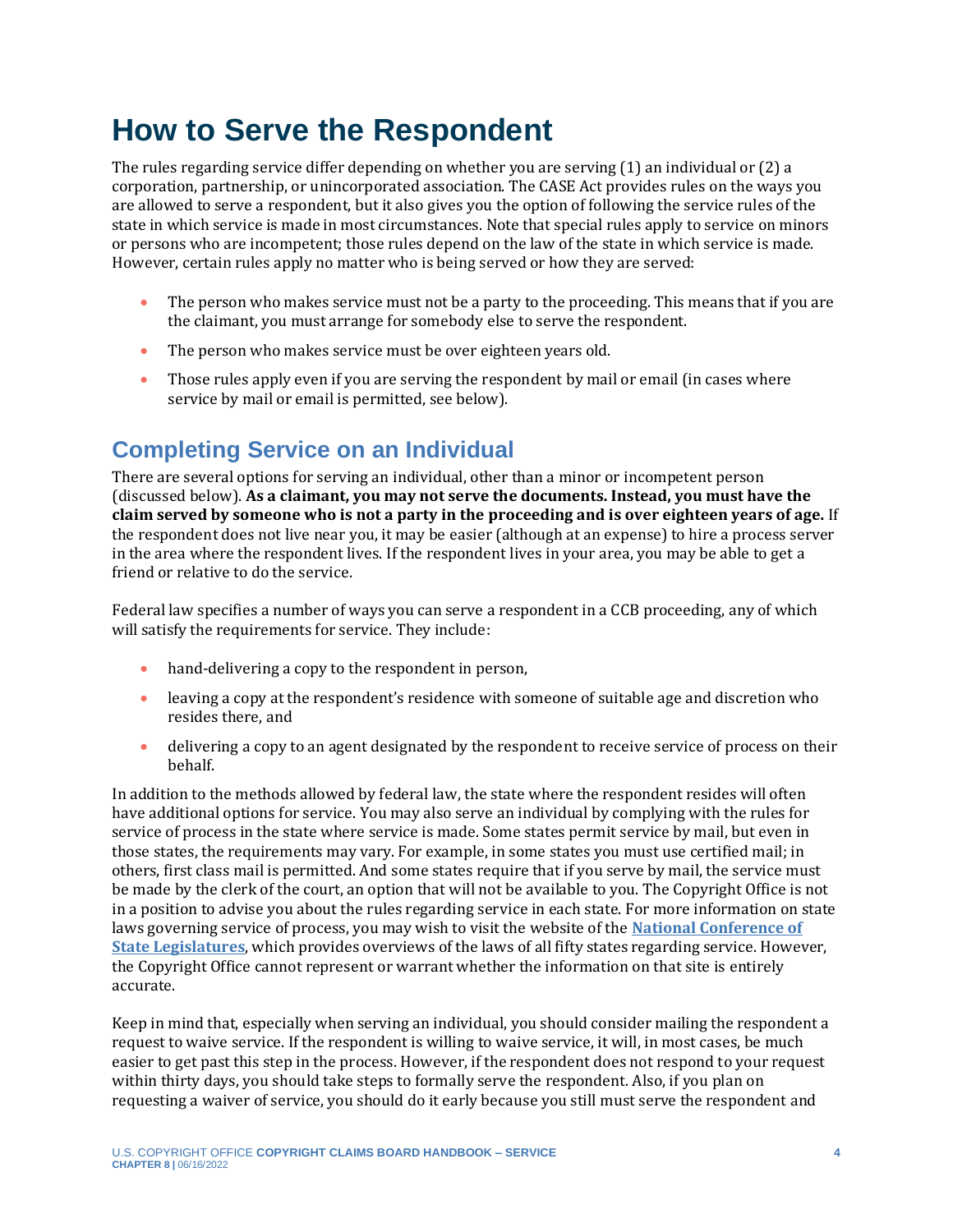# How to Serve the Respondent

The rules regarding service differ depending on whether you are serving (1) an individual or (2) a corporation, partnership, or unincorporated association. The CASE Act provides rules on the ways you are allowed to serve a respondent, but it also gives you the option of following the service rules of the state in which service is made in most circumstances. Note that special rules apply to service on minors or persons who are incompetent; those rules depend on the law of the state in which service is made. However, certain rules apply no matter who is being served or how they are served:

- The person who makes service must not be a party to the proceeding. This means that if you are the claimant, you must arrange for somebody else to serve the respondent.
- The person who makes service must be over eighteen years old.
- Those rules apply even if you are serving the respondent by mail or email (in cases where service by mail or email is permitted, see below).

## Completing Service on an Individual

There are several options for serving an individual, other than a minor or incompetent person (discussed below). **As a claimant, you may not serve the documents. Instead, you must have the claim served by someone who is not a party in the proceeding and is over eighteen years of age.** If the respondent does not live near you, it may be easier (although at an expense) to hire a process server in the area where the respondent lives. If the respondent lives in your area, you may be able to get a friend or relative to do the service.

Federal law specifies a number of ways you can serve a respondent in a CCB proceeding, any of which will satisfy the requirements for service. They include:

- hand-delivering a copy to the respondent in person,
- leaving a copy at the respondent's residence with someone of suitable age and discretion who resides there, and
- delivering a copy to an agent designated by the respondent to receive service of process on their behalf.

In addition to the methods allowed by federal law, the state where the respondent resides will often have additional options for service. You may also serve an individual by complying with the rules for service of process in the state where service is made. Some states permit service by mail, but even in those states, the requirements may vary. For example, in some states you must use certified mail; in others, first class mail is permitted. And some states require that if you serve by mail, the service must be made by the clerk of the court, an option that will not be available to you. The Copyright Office is not in a position to advise you about the rules regarding service in each state. For more information on state laws governing service of process, you may wish to visit the website of the **National Conference of State Legislatures**, which provides overviews of the laws of all fifty states regarding service. However, the Copyright Office cannot represent or warrant whether the information on that site is entirely accurate.

Keep in mind that, especially when serving an individual, you should consider mailing the respondent a request to waive service. If the respondent is willing to waive service, it will, in most cases, be much easier to get past this step in the process. However, if the respondent does not respond to your request within thirty days, you should take steps to formally serve the respondent. Also, if you plan on requesting a waiver of service, you should do it early because you still must serve the respondent and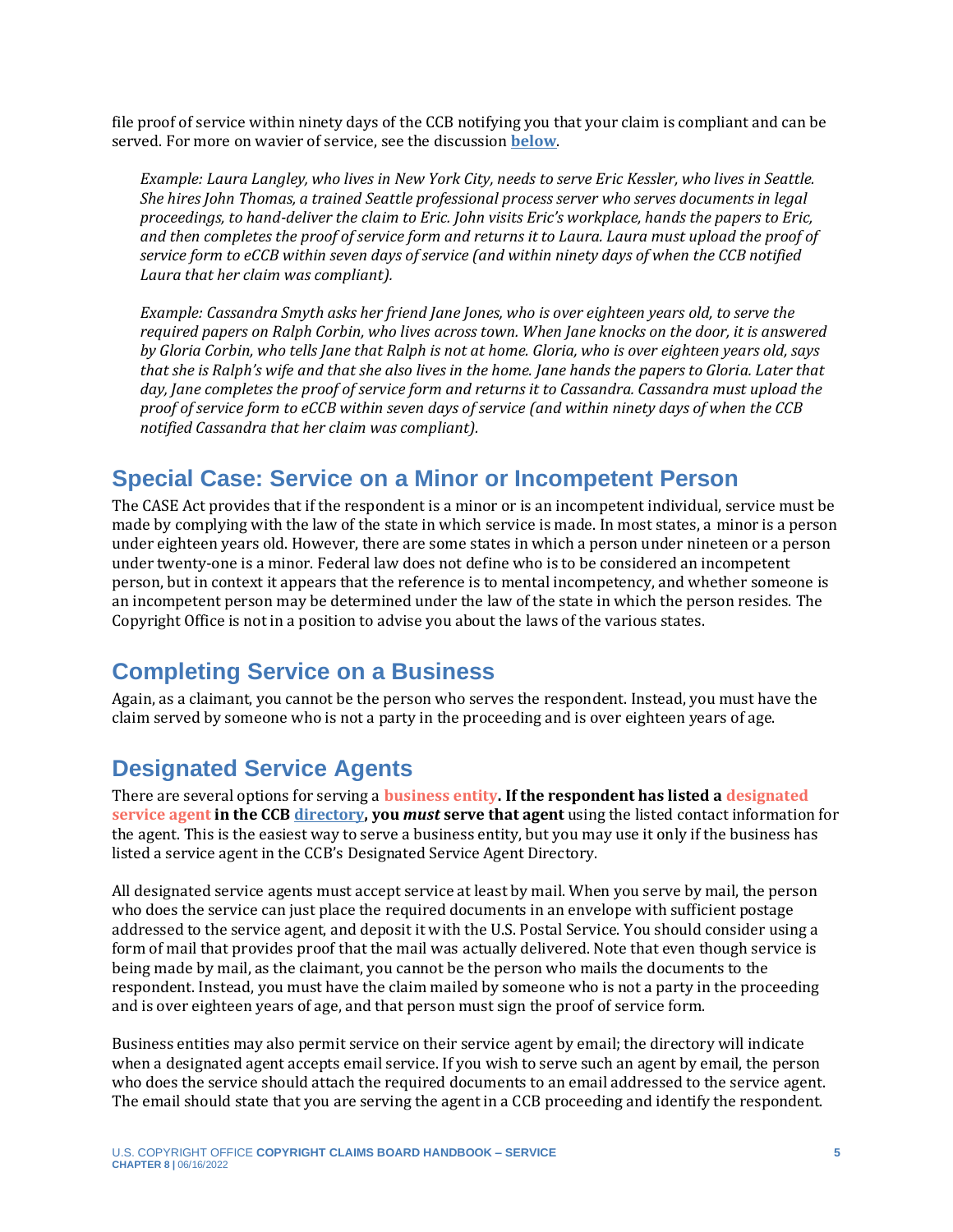file proof of service within ninety days of the CCB notifying you that your claim is compliant and can be served. For more on wavier of service, see the discussion **below**.

*Example: Laura Langley, who lives in New York City, needs to serve Eric Kessler, who lives in Seattle. She hires John Thomas, a trained Seattle professional process server who serves documents in legal proceedings, to hand-deliver the claim to Eric. John visits Eric's workplace, hands the papers to Eric, and then completes the proof of service form and returns it to Laura. Laura must upload the proof of service form to eCCB within seven days of service (and within ninety days of when the CCB notified Laura that her claim was compliant).*

*Example: Cassandra Smyth asks her friend Jane Jones, who is over eighteen years old, to serve the required papers on Ralph Corbin, who lives across town. When Jane knocks on the door, it is answered by Gloria Corbin, who tells Jane that Ralph is not at home. Gloria, who is over eighteen years old, says that she is Ralph's wife and that she also lives in the home. Jane hands the papers to Gloria. Later that day, Jane completes the proof of service form and returns it to Cassandra. Cassandra must upload the proof of service form to eCCB within seven days of service (and within ninety days of when the CCB notified Cassandra that her claim was compliant).*

## Special Case: Service on a Minor or Incompetent Person

The CASE Act provides that if the respondent is a minor or is an incompetent individual, service must be made by complying with the law of the state in which service is made. In most states, a minor is a person under eighteen years old. However, there are some states in which a person under nineteen or a person under twenty-one is a minor. Federal law does not define who is to be considered an incompetent person, but in context it appears that the reference is to mental incompetency, and whether someone is an incompetent person may be determined under the law of the state in which the person resides. The Copyright Office is not in a position to advise you about the laws of the various states.

## Completing Service on a Business

Again, as a claimant, you cannot be the person who serves the respondent. Instead, you must have the claim served by someone who is not a party in the proceeding and is over eighteen years of age.

## Designated Service Agents

There are several options for serving a **business entity**. **If the respondent has listed a designated service agent in the CCB directory, you *must* serve that agent** using the listed contact information for the agent. This is the easiest way to serve a business entity, but you may use it only if the business has listed a service agent in the CCB's Designated Service Agent Directory.

All designated service agents must accept service at least by mail. When you serve by mail, the person who does the service can just place the required documents in an envelope with sufficient postage addressed to the service agent, and deposit it with the U.S. Postal Service. You should consider using a form of mail that provides proof that the mail was actually delivered. Note that even though service is being made by mail, as the claimant, you cannot be the person who mails the documents to the respondent. Instead, you must have the claim mailed by someone who is not a party in the proceeding and is over eighteen years of age, and that person must sign the proof of service form.

Business entities may also permit service on their service agent by email; the directory will indicate when a designated agent accepts email service. If you wish to serve such an agent by email, the person who does the service should attach the required documents to an email addressed to the service agent. The email should state that you are serving the agent in a CCB proceeding and identify the respondent.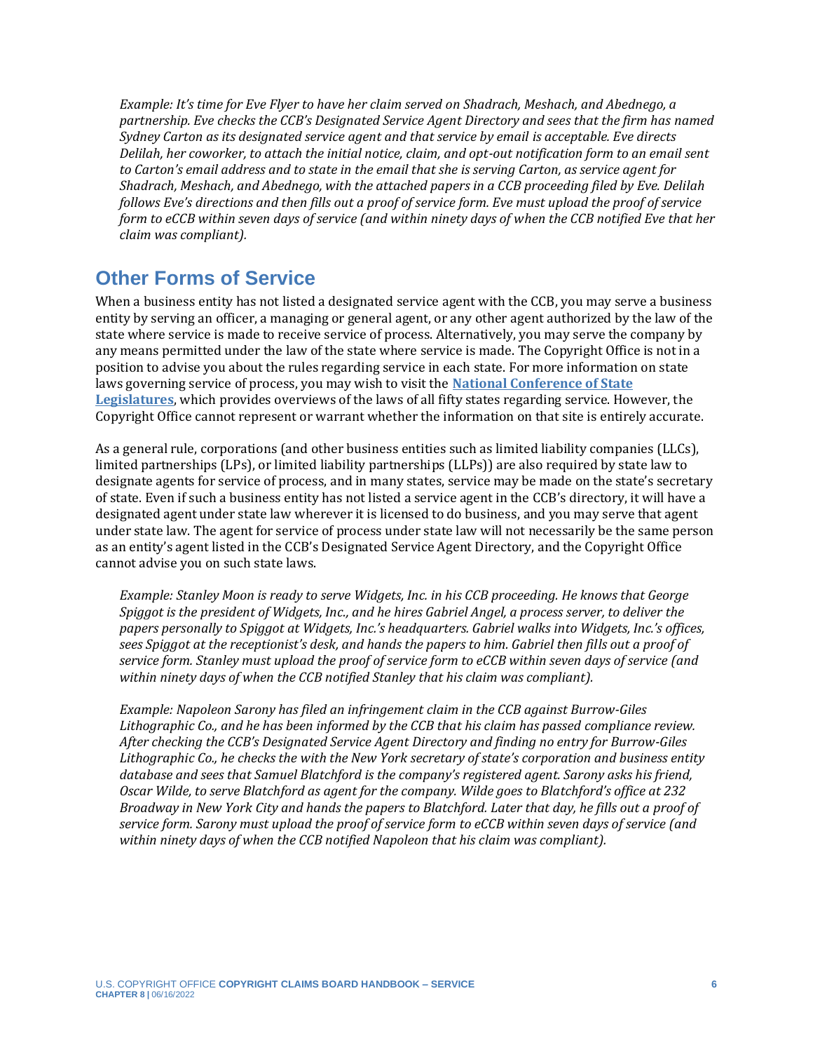*Example: It's time for Eve Flyer to have her claim served on Shadrach, Meshach, and Abednego, a partnership. Eve checks the CCB's Designated Service Agent Directory and sees that the firm has named Sydney Carton as its designated service agent and that service by email is acceptable. Eve directs Delilah, her coworker, to attach the initial notice, claim, and opt-out notification form to an email sent to Carton's email address and to state in the email that she is serving Carton, as service agent for Shadrach, Meshach, and Abednego, with the attached papers in a CCB proceeding filed by Eve. Delilah follows Eve's directions and then fills out a proof of service form. Eve must upload the proof of service form to eCCB within seven days of service (and within ninety days of when the CCB notified Eve that her claim was compliant).*

## Other Forms of Service

When a business entity has not listed a designated service agent with the CCB, you may serve a business entity by serving an officer, a managing or general agent, or any other agent authorized by the law of the state where service is made to receive service of process. Alternatively, you may serve the company by any means permitted under the law of the state where service is made. The Copyright Office is not in a position to advise you about the rules regarding service in each state. For more information on state laws governing service of process, you may wish to visit the **National Conference of State Legislatures**, which provides overviews of the laws of all fifty states regarding service. However, the Copyright Office cannot represent or warrant whether the information on that site is entirely accurate.

As a general rule, corporations (and other business entities such as limited liability companies (LLCs), limited partnerships (LPs), or limited liability partnerships (LLPs)) are also required by state law to designate agents for service of process, and in many states, service may be made on the state's secretary of state. Even if such a business entity has not listed a service agent in the CCB's directory, it will have a designated agent under state law wherever it is licensed to do business, and you may serve that agent under state law. The agent for service of process under state law will not necessarily be the same person as an entity's agent listed in the CCB's Designated Service Agent Directory, and the Copyright Office cannot advise you on such state laws.

*Example: Stanley Moon is ready to serve Widgets, Inc. in his CCB proceeding. He knows that George Spiggot is the president of Widgets, Inc., and he hires Gabriel Angel, a process server, to deliver the papers personally to Spiggot at Widgets, Inc.'s headquarters. Gabriel walks into Widgets, Inc.'s offices, sees Spiggot at the receptionist's desk, and hands the papers to him. Gabriel then fills out a proof of service form. Stanley must upload the proof of service form to eCCB within seven days of service (and within ninety days of when the CCB notified Stanley that his claim was compliant).*

*Example: Napoleon Sarony has filed an infringement claim in the CCB against Burrow-Giles Lithographic Co., and he has been informed by the CCB that his claim has passed compliance review. After checking the CCB's Designated Service Agent Directory and finding no entry for Burrow-Giles Lithographic Co., he checks the with the New York secretary of state's corporation and business entity database and sees that Samuel Blatchford is the company's registered agent. Sarony asks his friend, Oscar Wilde, to serve Blatchford as agent for the company. Wilde goes to Blatchford's office at 232 Broadway in New York City and hands the papers to Blatchford. Later that day, he fills out a proof of service form. Sarony must upload the proof of service form to eCCB within seven days of service (and within ninety days of when the CCB notified Napoleon that his claim was compliant).*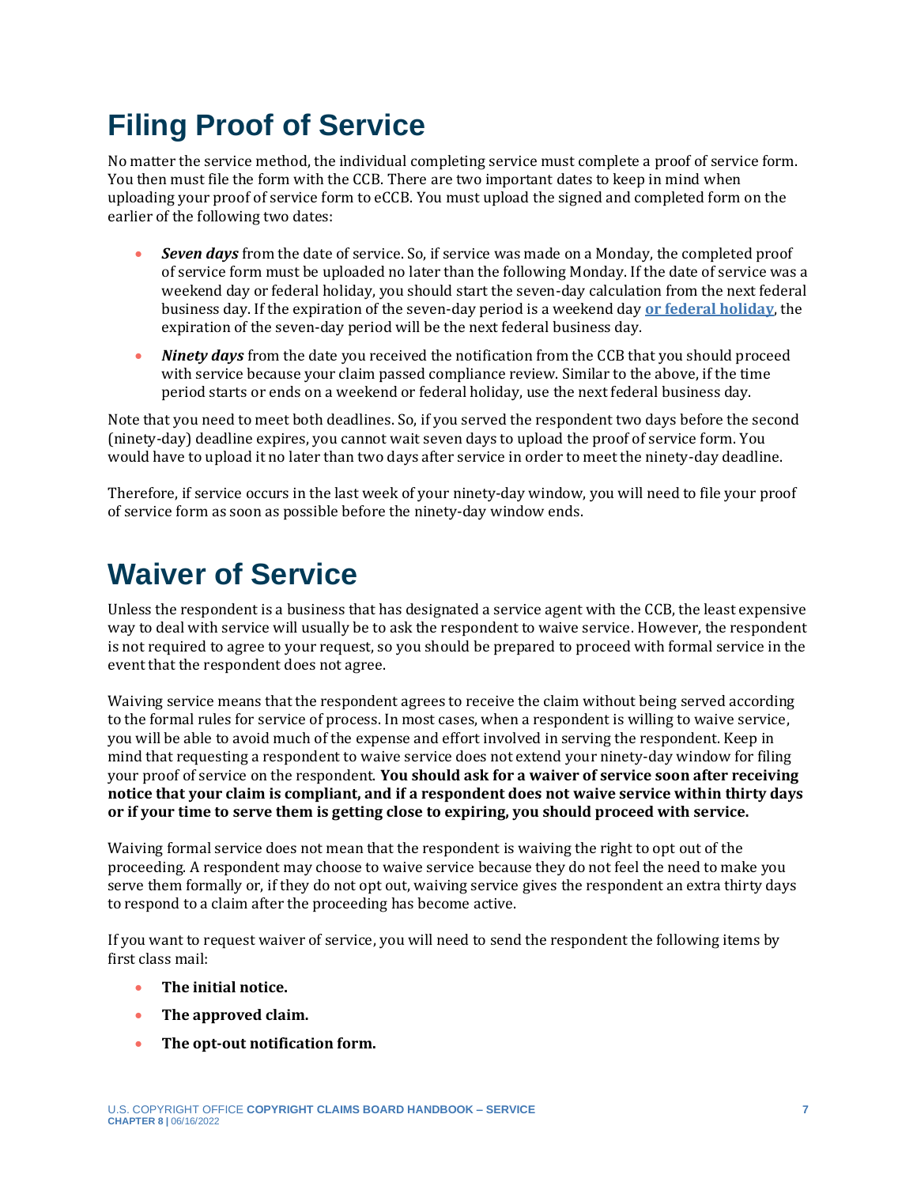# Filing Proof of Service

No matter the service method, the individual completing service must complete a proof of service form. You then must file the form with the CCB. There are two important dates to keep in mind when uploading your proof of service form to eCCB. You must upload the signed and completed form on the earlier of the following two dates:

- ***Seven days*** from the date of service. So, if service was made on a Monday, the completed proof of service form must be uploaded no later than the following Monday. If the date of service was a weekend day or federal holiday, you should start the seven-day calculation from the next federal business day. If the expiration of the seven-day period is a weekend day **or federal holiday**, the expiration of the seven-day period will be the next federal business day.
- ***Ninety days*** from the date you received the notification from the CCB that you should proceed with service because your claim passed compliance review. Similar to the above, if the time period starts or ends on a weekend or federal holiday, use the next federal business day.

Note that you need to meet both deadlines. So, if you served the respondent two days before the second (ninety-day) deadline expires, you cannot wait seven days to upload the proof of service form. You would have to upload it no later than two days after service in order to meet the ninety-day deadline.

Therefore, if service occurs in the last week of your ninety-day window, you will need to file your proof of service form as soon as possible before the ninety-day window ends.

# Waiver of Service

Unless the respondent is a business that has designated a service agent with the CCB, the least expensive way to deal with service will usually be to ask the respondent to waive service. However, the respondent is not required to agree to your request, so you should be prepared to proceed with formal service in the event that the respondent does not agree.

Waiving service means that the respondent agrees to receive the claim without being served according to the formal rules for service of process. In most cases, when a respondent is willing to waive service, you will be able to avoid much of the expense and effort involved in serving the respondent. Keep in mind that requesting a respondent to waive service does not extend your ninety-day window for filing your proof of service on the respondent. **You should ask for a waiver of service soon after receiving notice that your claim is compliant, and if a respondent does not waive service within thirty days or if your time to serve them is getting close to expiring, you should proceed with service.**

Waiving formal service does not mean that the respondent is waiving the right to opt out of the proceeding. A respondent may choose to waive service because they do not feel the need to make you serve them formally or, if they do not opt out, waiving service gives the respondent an extra thirty days to respond to a claim after the proceeding has become active.

If you want to request waiver of service, you will need to send the respondent the following items by first class mail:

- **The initial notice.**
- **The approved claim.**
- **The opt-out notification form.**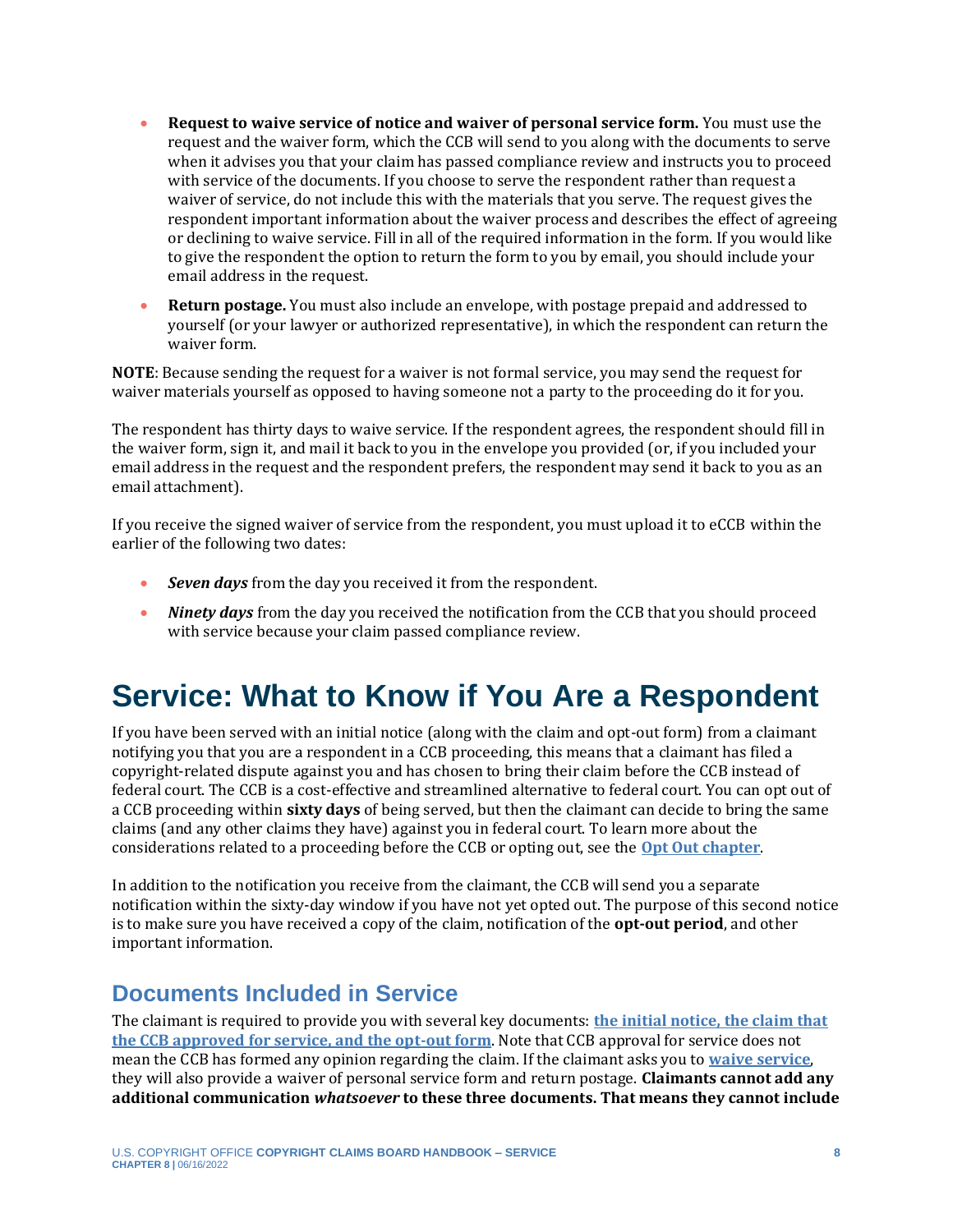- **Request to waive service of notice and waiver of personal service form.** You must use the request and the waiver form, which the CCB will send to you along with the documents to serve when it advises you that your claim has passed compliance review and instructs you to proceed with service of the documents. If you choose to serve the respondent rather than request a waiver of service, do not include this with the materials that you serve. The request gives the respondent important information about the waiver process and describes the effect of agreeing or declining to waive service. Fill in all of the required information in the form. If you would like to give the respondent the option to return the form to you by email, you should include your email address in the request.
- **Return postage.** You must also include an envelope, with postage prepaid and addressed to yourself (or your lawyer or authorized representative), in which the respondent can return the waiver form.

**NOTE**: Because sending the request for a waiver is not formal service, you may send the request for waiver materials yourself as opposed to having someone not a party to the proceeding do it for you.

The respondent has thirty days to waive service. If the respondent agrees, the respondent should fill in the waiver form, sign it, and mail it back to you in the envelope you provided (or, if you included your email address in the request and the respondent prefers, the respondent may send it back to you as an email attachment).

If you receive the signed waiver of service from the respondent, you must upload it to eCCB within the earlier of the following two dates:

- ***Seven days*** from the day you received it from the respondent.
- ***Ninety days*** from the day you received the notification from the CCB that you should proceed with service because your claim passed compliance review.

# Service: What to Know if You Are a Respondent

If you have been served with an initial notice (along with the claim and opt-out form) from a claimant notifying you that you are a respondent in a CCB proceeding, this means that a claimant has filed a copyright-related dispute against you and has chosen to bring their claim before the CCB instead of federal court. The CCB is a cost-effective and streamlined alternative to federal court. You can opt out of a CCB proceeding within **sixty days** of being served, but then the claimant can decide to bring the same claims (and any other claims they have) against you in federal court. To learn more about the considerations related to a proceeding before the CCB or opting out, see the **Opt Out chapter**.

In addition to the notification you receive from the claimant, the CCB will send you a separate notification within the sixty-day window if you have not yet opted out. The purpose of this second notice is to make sure you have received a copy of the claim, notification of the **opt-out period**, and other important information.

## Documents Included in Service

The claimant is required to provide you with several key documents: **the initial notice, the claim that the CCB approved for service, and the opt-out form**. Note that CCB approval for service does not mean the CCB has formed any opinion regarding the claim. If the claimant asks you to **waive service**, they will also provide a waiver of personal service form and return postage. **Claimants cannot add any additional communication *whatsoever* to these three documents. That means they cannot include**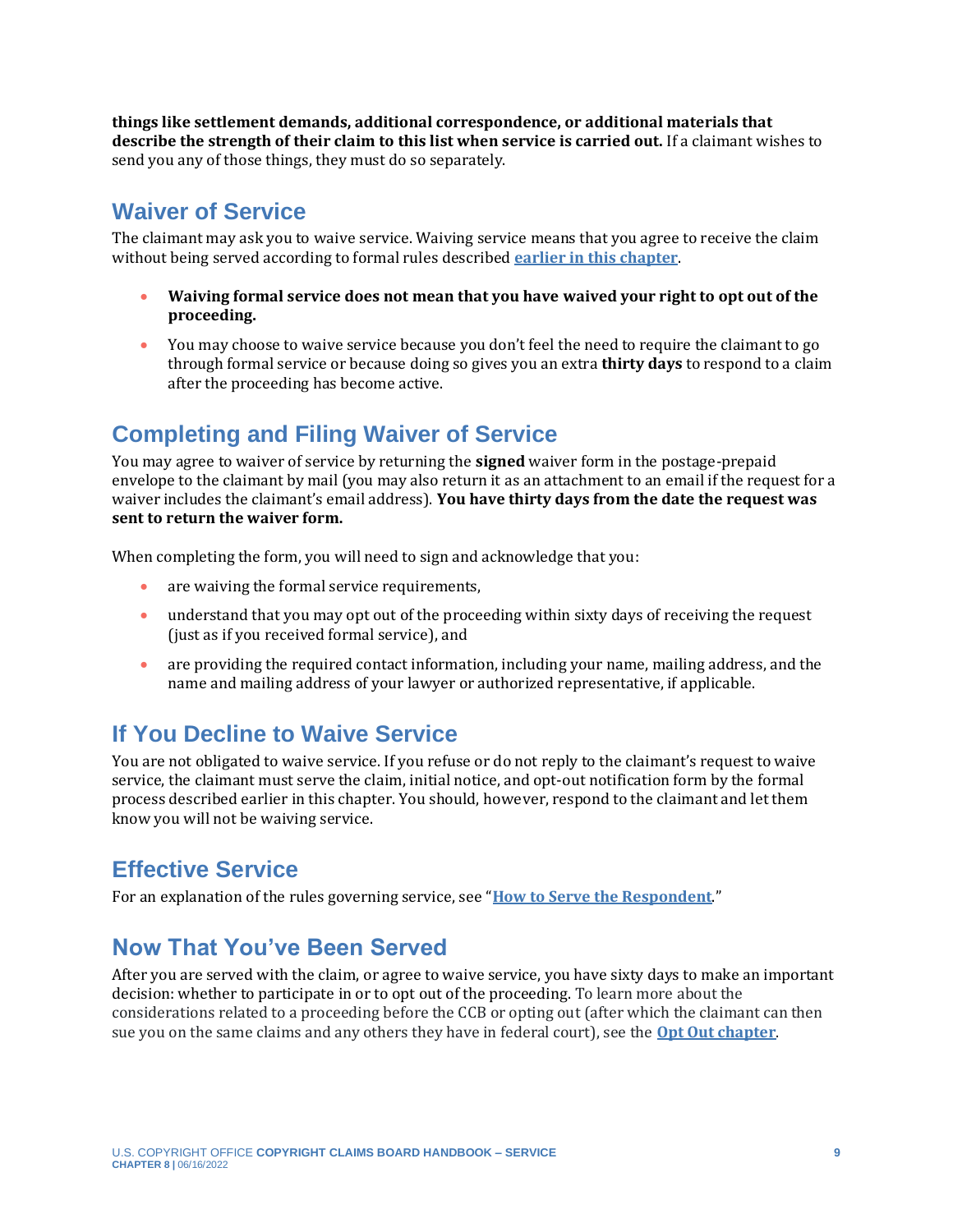**things like settlement demands, additional correspondence, or additional materials that describe the strength of their claim to this list when service is carried out.** If a claimant wishes to send you any of those things, they must do so separately.

## Waiver of Service

The claimant may ask you to waive service. Waiving service means that you agree to receive the claim without being served according to formal rules described [earlier in this chapter](#).

- **Waiving formal service does not mean that you have waived your right to opt out of the proceeding.**
- You may choose to waive service because you don't feel the need to require the claimant to go through formal service or because doing so gives you an extra **thirty days** to respond to a claim after the proceeding has become active.

## Completing and Filing Waiver of Service

You may agree to waiver of service by returning the **signed** waiver form in the postage-prepaid envelope to the claimant by mail (you may also return it as an attachment to an email if the request for a waiver includes the claimant's email address). **You have thirty days from the date the request was sent to return the waiver form.**

When completing the form, you will need to sign and acknowledge that you:

- are waiving the formal service requirements,
- understand that you may opt out of the proceeding within sixty days of receiving the request (just as if you received formal service), and
- are providing the required contact information, including your name, mailing address, and the name and mailing address of your lawyer or authorized representative, if applicable.

## If You Decline to Waive Service

You are not obligated to waive service. If you refuse or do not reply to the claimant's request to waive service, the claimant must serve the claim, initial notice, and opt-out notification form by the formal process described earlier in this chapter. You should, however, respond to the claimant and let them know you will not be waiving service.

## Effective Service

For an explanation of the rules governing service, see "[How to Serve the Respondent](#)."

## Now That You've Been Served

After you are served with the claim, or agree to waive service, you have sixty days to make an important decision: whether to participate in or to opt out of the proceeding. To learn more about the considerations related to a proceeding before the CCB or opting out (after which the claimant can then sue you on the same claims and any others they have in federal court), see the [Opt Out chapter](#).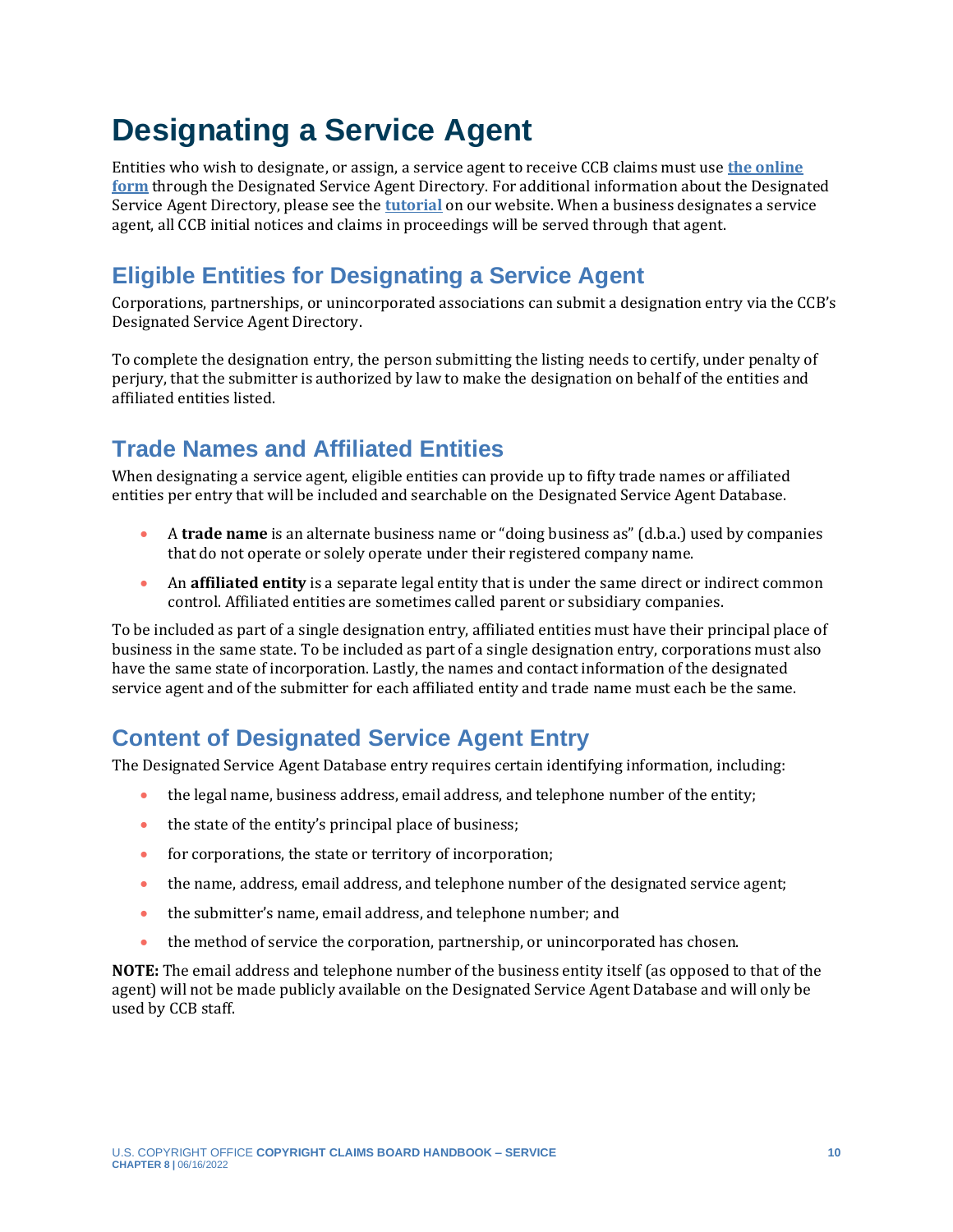# Designating a Service Agent

Entities who wish to designate, or assign, a service agent to receive CCB claims must use **the online form** through the Designated Service Agent Directory. For additional information about the Designated Service Agent Directory, please see the **tutorial** on our website. When a business designates a service agent, all CCB initial notices and claims in proceedings will be served through that agent.

## Eligible Entities for Designating a Service Agent

Corporations, partnerships, or unincorporated associations can submit a designation entry via the CCB's Designated Service Agent Directory.

To complete the designation entry, the person submitting the listing needs to certify, under penalty of perjury, that the submitter is authorized by law to make the designation on behalf of the entities and affiliated entities listed.

## Trade Names and Affiliated Entities

When designating a service agent, eligible entities can provide up to fifty trade names or affiliated entities per entry that will be included and searchable on the Designated Service Agent Database.

- A **trade name** is an alternate business name or "doing business as" (d.b.a.) used by companies that do not operate or solely operate under their registered company name.
- An **affiliated entity** is a separate legal entity that is under the same direct or indirect common control. Affiliated entities are sometimes called parent or subsidiary companies.

To be included as part of a single designation entry, affiliated entities must have their principal place of business in the same state. To be included as part of a single designation entry, corporations must also have the same state of incorporation. Lastly, the names and contact information of the designated service agent and of the submitter for each affiliated entity and trade name must each be the same.

## Content of Designated Service Agent Entry

The Designated Service Agent Database entry requires certain identifying information, including:

- the legal name, business address, email address, and telephone number of the entity;
- the state of the entity's principal place of business;
- for corporations, the state or territory of incorporation;
- the name, address, email address, and telephone number of the designated service agent;
- the submitter's name, email address, and telephone number; and
- the method of service the corporation, partnership, or unincorporated has chosen.

**NOTE:** The email address and telephone number of the business entity itself (as opposed to that of the agent) will not be made publicly available on the Designated Service Agent Database and will only be used by CCB staff.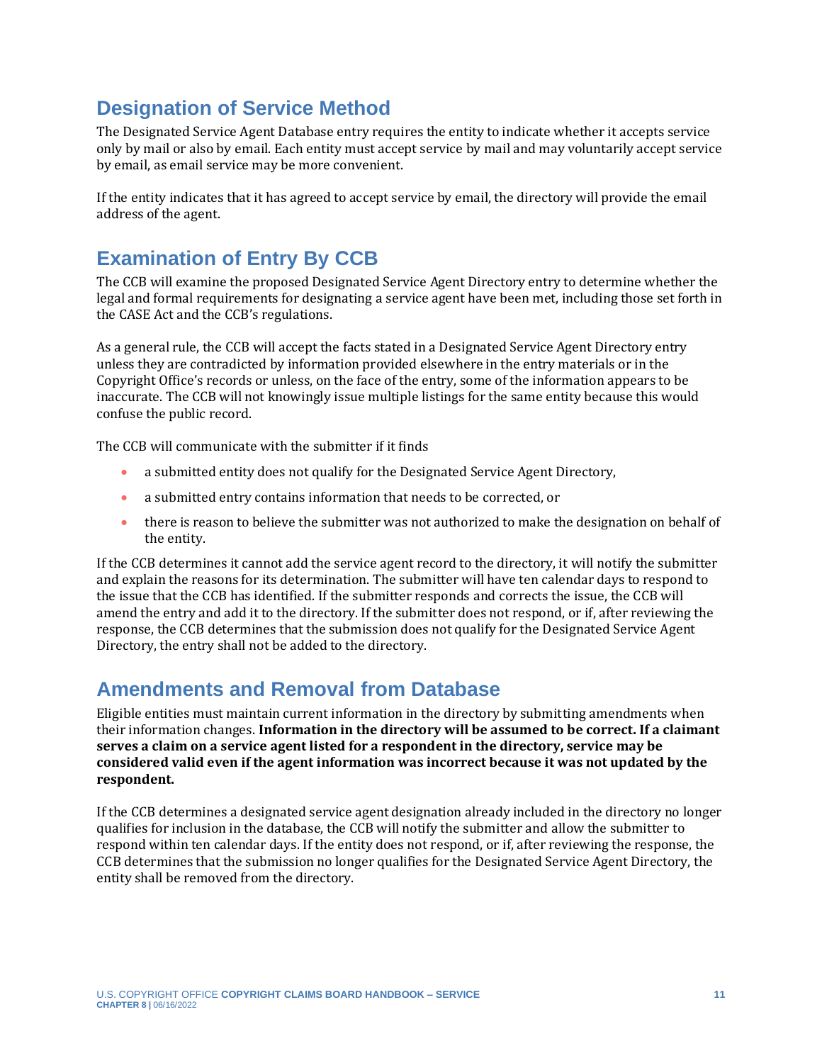## Designation of Service Method

The Designated Service Agent Database entry requires the entity to indicate whether it accepts service only by mail or also by email. Each entity must accept service by mail and may voluntarily accept service by email, as email service may be more convenient.

If the entity indicates that it has agreed to accept service by email, the directory will provide the email address of the agent.

## Examination of Entry By CCB

The CCB will examine the proposed Designated Service Agent Directory entry to determine whether the legal and formal requirements for designating a service agent have been met, including those set forth in the CASE Act and the CCB's regulations.

As a general rule, the CCB will accept the facts stated in a Designated Service Agent Directory entry unless they are contradicted by information provided elsewhere in the entry materials or in the Copyright Office's records or unless, on the face of the entry, some of the information appears to be inaccurate. The CCB will not knowingly issue multiple listings for the same entity because this would confuse the public record.

The CCB will communicate with the submitter if it finds

- a submitted entity does not qualify for the Designated Service Agent Directory,
- a submitted entry contains information that needs to be corrected, or
- there is reason to believe the submitter was not authorized to make the designation on behalf of the entity.

If the CCB determines it cannot add the service agent record to the directory, it will notify the submitter and explain the reasons for its determination. The submitter will have ten calendar days to respond to the issue that the CCB has identified. If the submitter responds and corrects the issue, the CCB will amend the entry and add it to the directory. If the submitter does not respond, or if, after reviewing the response, the CCB determines that the submission does not qualify for the Designated Service Agent Directory, the entry shall not be added to the directory.

## Amendments and Removal from Database

Eligible entities must maintain current information in the directory by submitting amendments when their information changes. **Information in the directory will be assumed to be correct. If a claimant serves a claim on a service agent listed for a respondent in the directory, service may be considered valid even if the agent information was incorrect because it was not updated by the respondent.**

If the CCB determines a designated service agent designation already included in the directory no longer qualifies for inclusion in the database, the CCB will notify the submitter and allow the submitter to respond within ten calendar days. If the entity does not respond, or if, after reviewing the response, the CCB determines that the submission no longer qualifies for the Designated Service Agent Directory, the entity shall be removed from the directory.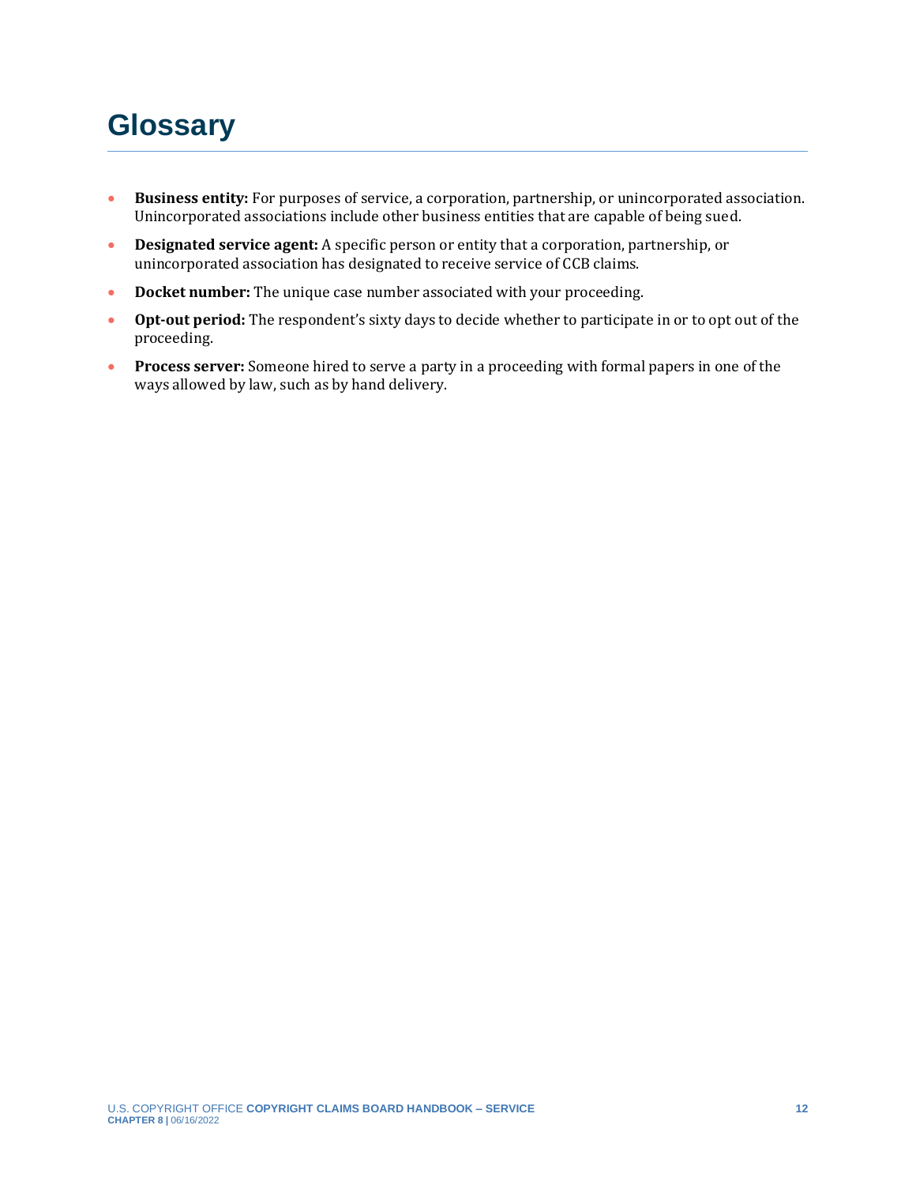# Glossary

- **Business entity:** For purposes of service, a corporation, partnership, or unincorporated association. Unincorporated associations include other business entities that are capable of being sued.
- **Designated service agent:** A specific person or entity that a corporation, partnership, or unincorporated association has designated to receive service of CCB claims.
- **Docket number:** The unique case number associated with your proceeding.
- **Opt-out period:** The respondent's sixty days to decide whether to participate in or to opt out of the proceeding.
- **Process server:** Someone hired to serve a party in a proceeding with formal papers in one of the ways allowed by law, such as by hand delivery.